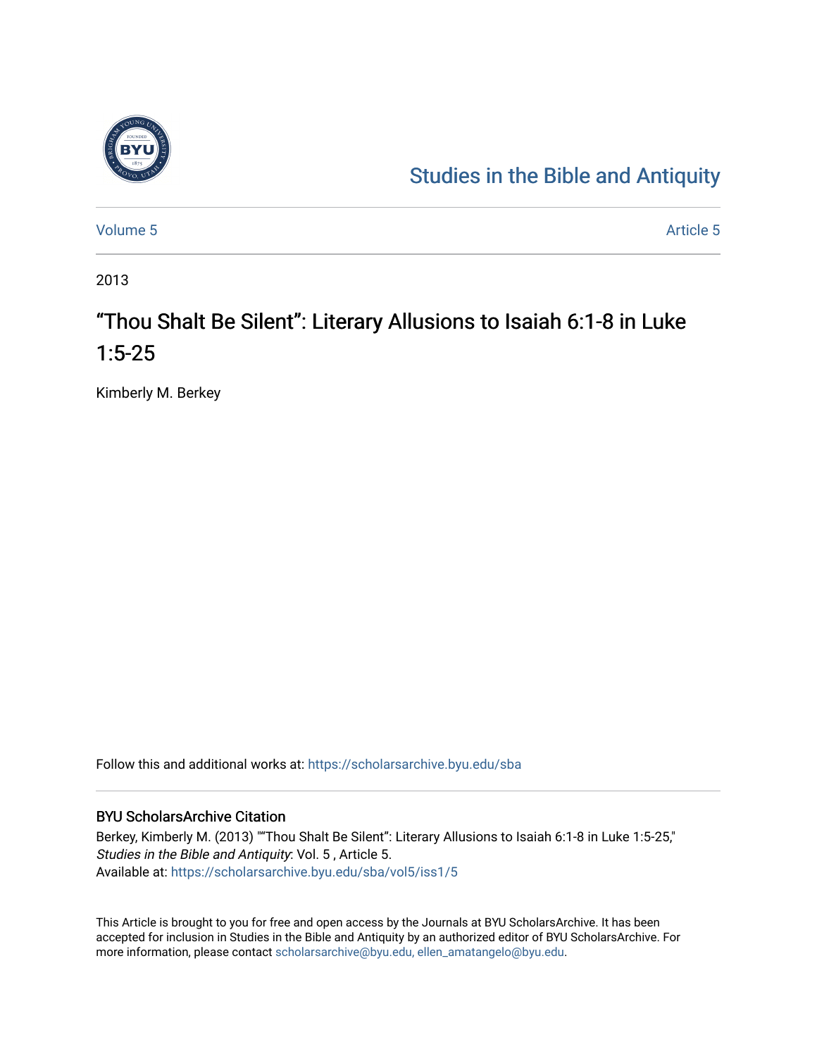# Studies in the Bible and Antiquity

Volume 5 | Article 5

2013

## “Thou Shalt Be Silent”: Literary Allusions to Isaiah 6:1-8 in Luke 1:5-25

Kimberly M. Berkey

Follow this and additional works at: https://scholarsarchive.byu.edu/sba

### BYU ScholarsArchive Citation

Berkey, Kimberly M. (2013) "“Thou Shalt Be Silent”: Literary Allusions to Isaiah 6:1-8 in Luke 1:5-25," *Studies in the Bible and Antiquity*: Vol. 5 , Article 5.
Available at: https://scholarsarchive.byu.edu/sba/vol5/iss1/5

This Article is brought to you for free and open access by the Journals at BYU ScholarsArchive. It has been accepted for inclusion in Studies in the Bible and Antiquity by an authorized editor of BYU ScholarsArchive. For more information, please contact scholarsarchive@byu.edu, ellen_amatangelo@byu.edu.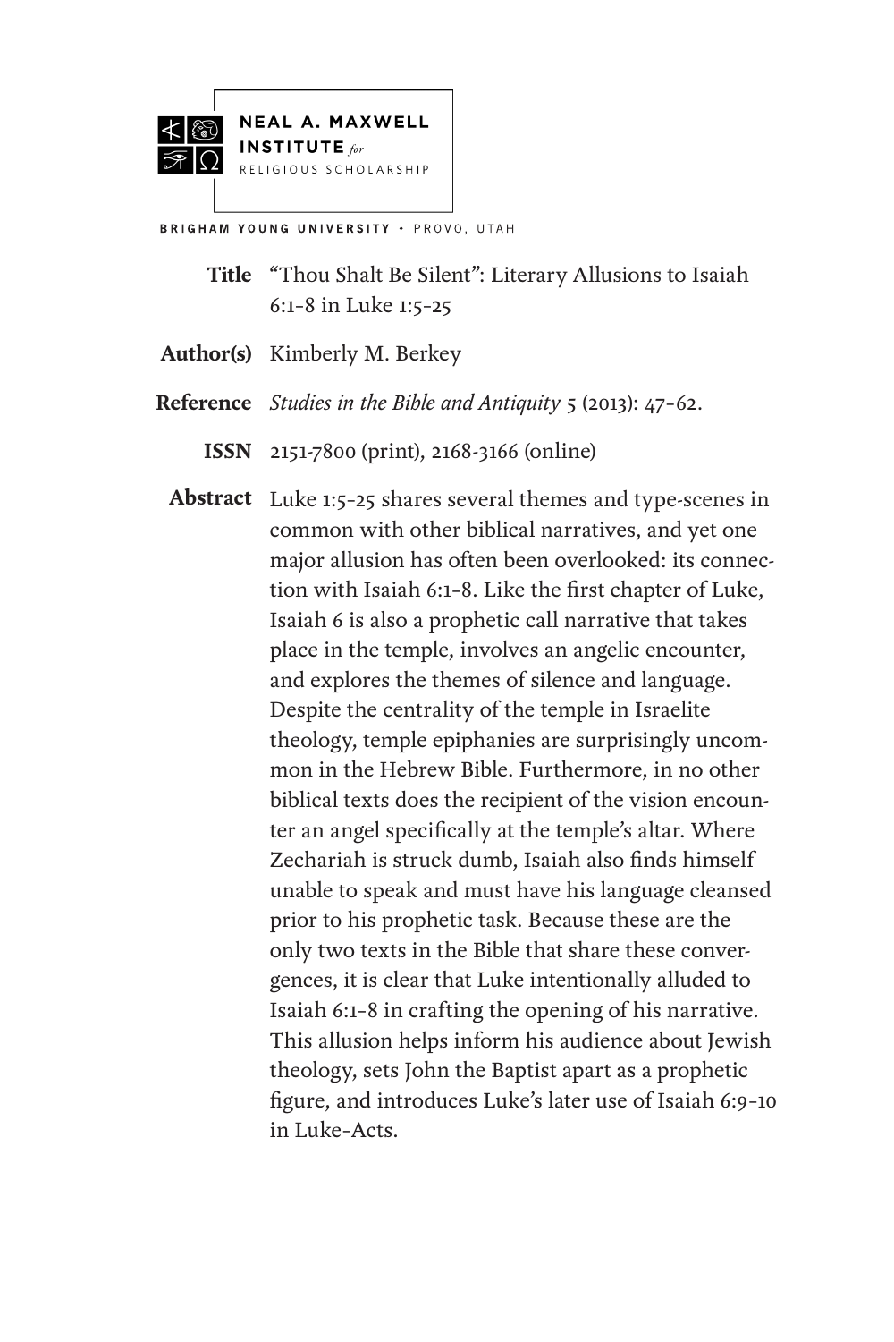**NEAL A. MAXWELL INSTITUTE** *for* RELIGIOUS SCHOLARSHIP

BRIGHAM YOUNG UNIVERSITY • PROVO, UTAH

**Title** "Thou Shalt Be Silent": Literary Allusions to Isaiah 6:1–8 in Luke 1:5–25

**Author(s)** Kimberly M. Berkey

**Reference** *Studies in the Bible and Antiquity* 5 (2013): 47–62.

**ISSN** 2151-7800 (print), 2168-3166 (online)

**Abstract** Luke 1:5–25 shares several themes and type-scenes in common with other biblical narratives, and yet one major allusion has often been overlooked: its connection with Isaiah 6:1–8. Like the first chapter of Luke, Isaiah 6 is also a prophetic call narrative that takes place in the temple, involves an angelic encounter, and explores the themes of silence and language. Despite the centrality of the temple in Israelite theology, temple epiphanies are surprisingly uncommon in the Hebrew Bible. Furthermore, in no other biblical texts does the recipient of the vision encounter an angel specifically at the temple's altar. Where Zechariah is struck dumb, Isaiah also finds himself unable to speak and must have his language cleansed prior to his prophetic task. Because these are the only two texts in the Bible that share these convergences, it is clear that Luke intentionally alluded to Isaiah 6:1–8 in crafting the opening of his narrative. This allusion helps inform his audience about Jewish theology, sets John the Baptist apart as a prophetic figure, and introduces Luke's later use of Isaiah 6:9–10 in Luke-Acts.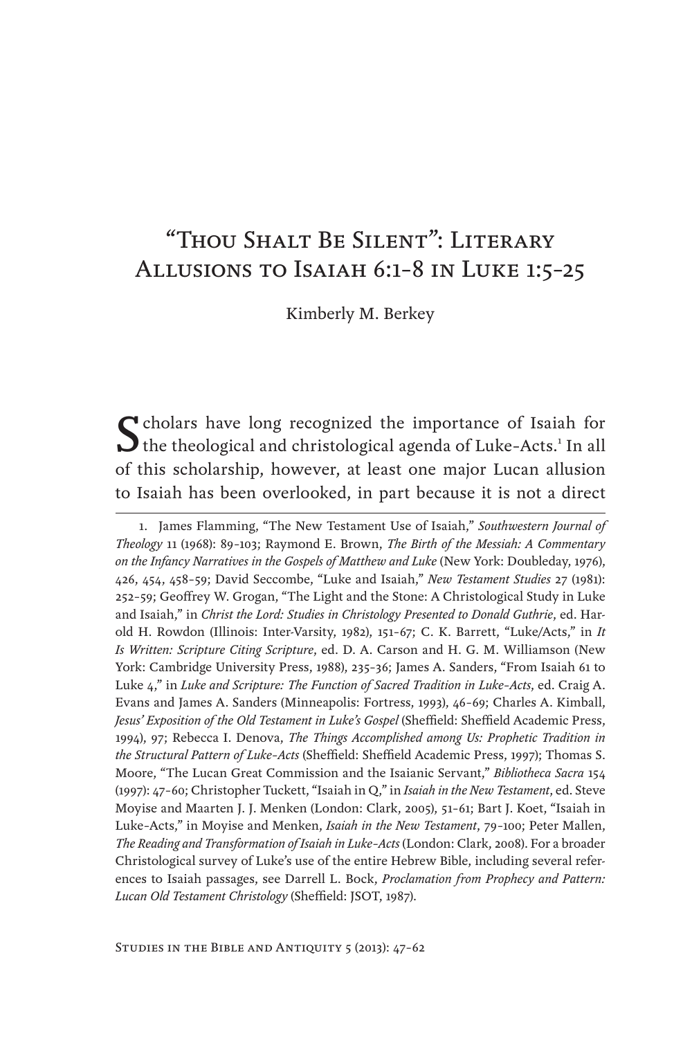# "Thou Shalt Be Silent": Literary Allusions to Isaiah 6:1–8 in Luke 1:5–25

Kimberly M. Berkey

Scholars have long recognized the importance of Isaiah for the theological and christological agenda of Luke-Acts.[1] In all of this scholarship, however, at least one major Lucan allusion to Isaiah has been overlooked, in part because it is not a direct

---

1. James Flamming, "The New Testament Use of Isaiah," *Southwestern Journal of Theology* 11 (1968): 89–103; Raymond E. Brown, *The Birth of the Messiah: A Commentary on the Infancy Narratives in the Gospels of Matthew and Luke* (New York: Doubleday, 1976), 426, 454, 458–59; David Seccombe, "Luke and Isaiah," *New Testament Studies* 27 (1981): 252–59; Geoffrey W. Grogan, "The Light and the Stone: A Christological Study in Luke and Isaiah," in *Christ the Lord: Studies in Christology Presented to Donald Guthrie*, ed. Harold H. Rowdon (Illinois: Inter-Varsity, 1982), 151–67; C. K. Barrett, "Luke/Acts," in *It Is Written: Scripture Citing Scripture*, ed. D. A. Carson and H. G. M. Williamson (New York: Cambridge University Press, 1988), 235–36; James A. Sanders, "From Isaiah 61 to Luke 4," in *Luke and Scripture: The Function of Sacred Tradition in Luke-Acts*, ed. Craig A. Evans and James A. Sanders (Minneapolis: Fortress, 1993), 46–69; Charles A. Kimball, *Jesus' Exposition of the Old Testament in Luke's Gospel* (Sheffield: Sheffield Academic Press, 1994), 97; Rebecca I. Denova, *The Things Accomplished among Us: Prophetic Tradition in the Structural Pattern of Luke-Acts* (Sheffield: Sheffield Academic Press, 1997); Thomas S. Moore, "The Lucan Great Commission and the Isaianic Servant," *Bibliotheca Sacra* 154 (1997): 47–60; Christopher Tuckett, "Isaiah in Q," in *Isaiah in the New Testament*, ed. Steve Moyise and Maarten J. J. Menken (London: Clark, 2005), 51–61; Bart J. Koet, "Isaiah in Luke-Acts," in Moyise and Menken, *Isaiah in the New Testament*, 79–100; Peter Mallen, *The Reading and Transformation of Isaiah in Luke-Acts* (London: Clark, 2008). For a broader Christological survey of Luke's use of the entire Hebrew Bible, including several references to Isaiah passages, see Darrell L. Bock, *Proclamation from Prophecy and Pattern: Lucan Old Testament Christology* (Sheffield: JSOT, 1987).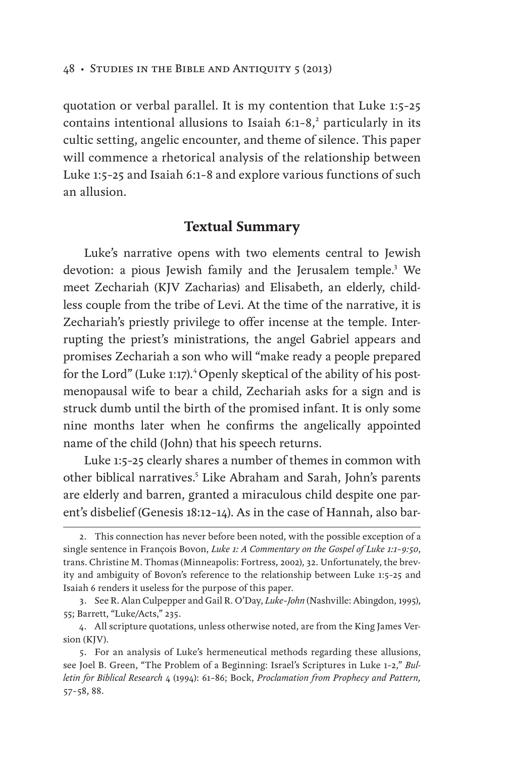quotation or verbal parallel. It is my contention that Luke 1:5–25 contains intentional allusions to Isaiah 6:1–8,[2] particularly in its cultic setting, angelic encounter, and theme of silence. This paper will commence a rhetorical analysis of the relationship between Luke 1:5–25 and Isaiah 6:1–8 and explore various functions of such an allusion.

## Textual Summary

Luke's narrative opens with two elements central to Jewish devotion: a pious Jewish family and the Jerusalem temple.[3] We meet Zechariah (KJV Zacharias) and Elisabeth, an elderly, childless couple from the tribe of Levi. At the time of the narrative, it is Zechariah's priestly privilege to offer incense at the temple. Interrupting the priest's ministrations, the angel Gabriel appears and promises Zechariah a son who will "make ready a people prepared for the Lord" (Luke 1:17).[4] Openly skeptical of the ability of his postmenopausal wife to bear a child, Zechariah asks for a sign and is struck dumb until the birth of the promised infant. It is only some nine months later when he confirms the angelically appointed name of the child (John) that his speech returns.

Luke 1:5–25 clearly shares a number of themes in common with other biblical narratives.[5] Like Abraham and Sarah, John's parents are elderly and barren, granted a miraculous child despite one parent's disbelief (Genesis 18:12–14). As in the case of Hannah, also bar-

---

2. This connection has never before been noted, with the possible exception of a single sentence in François Bovon, *Luke 1: A Commentary on the Gospel of Luke 1:1–9:50*, trans. Christine M. Thomas (Minneapolis: Fortress, 2002), 32. Unfortunately, the brevity and ambiguity of Bovon's reference to the relationship between Luke 1:5–25 and Isaiah 6 renders it useless for the purpose of this paper.

3. See R. Alan Culpepper and Gail R. O'Day, *Luke–John* (Nashville: Abingdon, 1995), 55; Barrett, "Luke/Acts," 235.

4. All scripture quotations, unless otherwise noted, are from the King James Version (KJV).

5. For an analysis of Luke's hermeneutical methods regarding these allusions, see Joel B. Green, "The Problem of a Beginning: Israel's Scriptures in Luke 1–2," *Bulletin for Biblical Research* 4 (1994): 61–86; Bock, *Proclamation from Prophecy and Pattern,* 57–58, 88.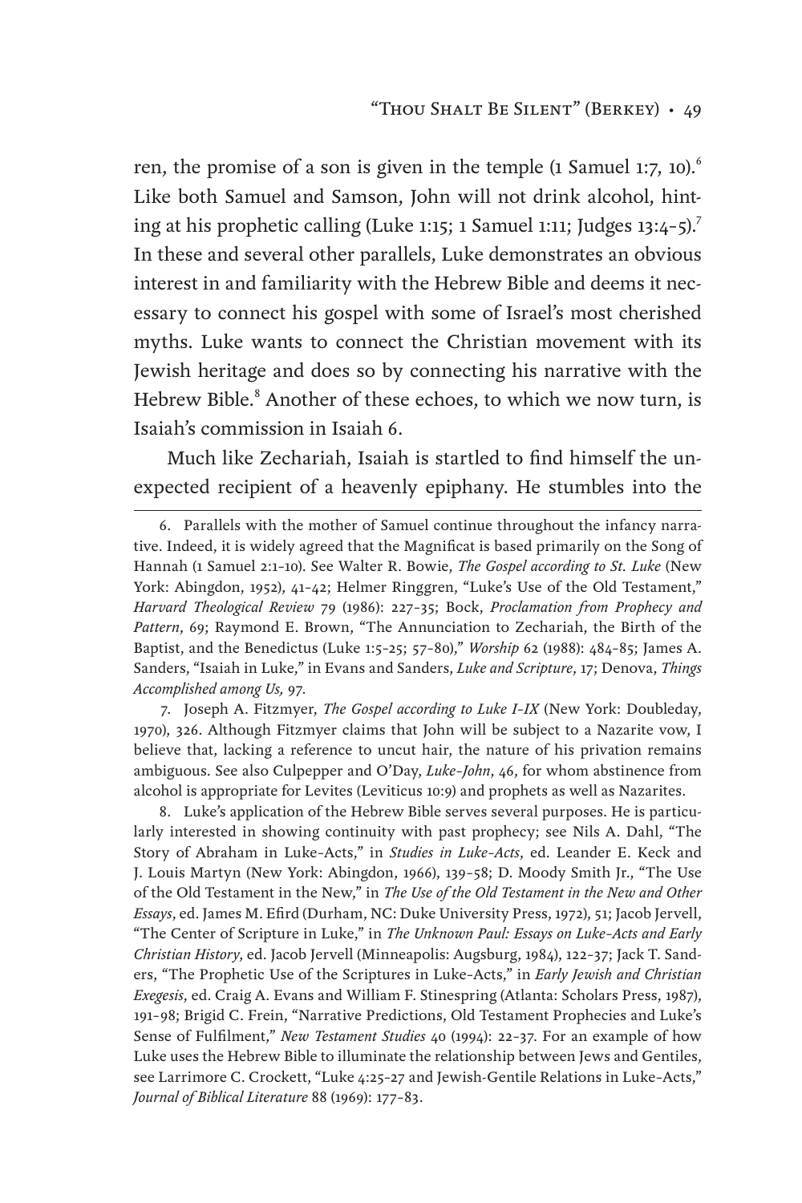ren, the promise of a son is given in the temple (1 Samuel 1:7, 10).[6] Like both Samuel and Samson, John will not drink alcohol, hinting at his prophetic calling (Luke 1:15; 1 Samuel 1:11; Judges 13:4–5).[7] In these and several other parallels, Luke demonstrates an obvious interest in and familiarity with the Hebrew Bible and deems it necessary to connect his gospel with some of Israel's most cherished myths. Luke wants to connect the Christian movement with its Jewish heritage and does so by connecting his narrative with the Hebrew Bible.[8] Another of these echoes, to which we now turn, is Isaiah's commission in Isaiah 6.

Much like Zechariah, Isaiah is startled to find himself the unexpected recipient of a heavenly epiphany. He stumbles into the

---

6. Parallels with the mother of Samuel continue throughout the infancy narrative. Indeed, it is widely agreed that the Magnificat is based primarily on the Song of Hannah (1 Samuel 2:1–10). See Walter R. Bowie, *The Gospel according to St. Luke* (New York: Abingdon, 1952), 41–42; Helmer Ringgren, "Luke's Use of the Old Testament," *Harvard Theological Review* 79 (1986): 227–35; Bock, *Proclamation from Prophecy and Pattern*, 69; Raymond E. Brown, "The Annunciation to Zechariah, the Birth of the Baptist, and the Benedictus (Luke 1:5–25; 57–80)," *Worship* 62 (1988): 484–85; James A. Sanders, "Isaiah in Luke," in Evans and Sanders, *Luke and Scripture*, 17; Denova, *Things Accomplished among Us,* 97.

7. Joseph A. Fitzmyer, *The Gospel according to Luke I–IX* (New York: Doubleday, 1970), 326. Although Fitzmyer claims that John will be subject to a Nazarite vow, I believe that, lacking a reference to uncut hair, the nature of his privation remains ambiguous. See also Culpepper and O'Day, *Luke–John*, 46, for whom abstinence from alcohol is appropriate for Levites (Leviticus 10:9) and prophets as well as Nazarites.

8. Luke's application of the Hebrew Bible serves several purposes. He is particularly interested in showing continuity with past prophecy; see Nils A. Dahl, "The Story of Abraham in Luke-Acts," in *Studies in Luke-Acts*, ed. Leander E. Keck and J. Louis Martyn (New York: Abingdon, 1966), 139–58; D. Moody Smith Jr., "The Use of the Old Testament in the New," in *The Use of the Old Testament in the New and Other Essays*, ed. James M. Efird (Durham, NC: Duke University Press, 1972), 51; Jacob Jervell, "The Center of Scripture in Luke," in *The Unknown Paul: Essays on Luke-Acts and Early Christian History*, ed. Jacob Jervell (Minneapolis: Augsburg, 1984), 122–37; Jack T. Sanders, "The Prophetic Use of the Scriptures in Luke-Acts," in *Early Jewish and Christian Exegesis*, ed. Craig A. Evans and William F. Stinespring (Atlanta: Scholars Press, 1987), 191–98; Brigid C. Frein, "Narrative Predictions, Old Testament Prophecies and Luke's Sense of Fulfilment," *New Testament Studies* 40 (1994): 22–37. For an example of how Luke uses the Hebrew Bible to illuminate the relationship between Jews and Gentiles, see Larrimore C. Crockett, "Luke 4:25–27 and Jewish-Gentile Relations in Luke-Acts," *Journal of Biblical Literature* 88 (1969): 177–83.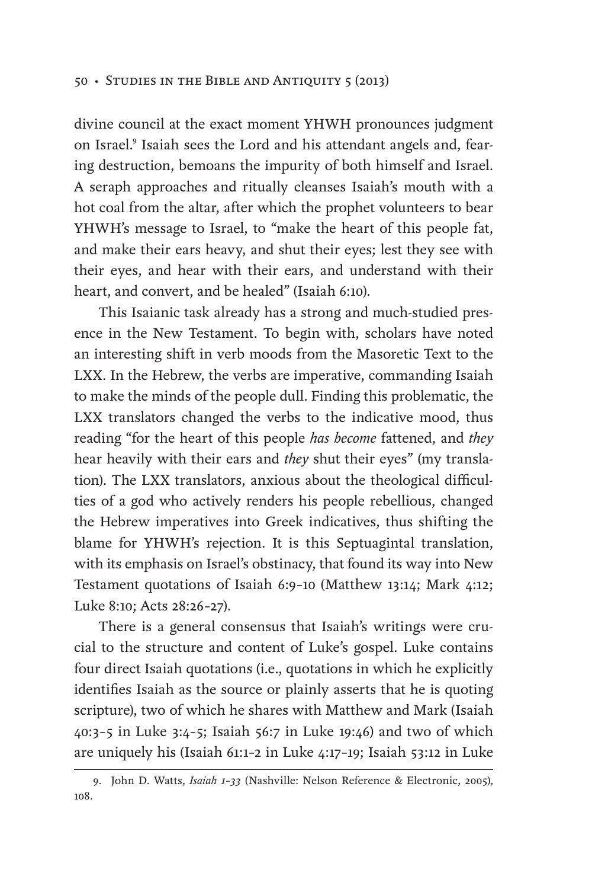divine council at the exact moment YHWH pronounces judgment on Israel.[9] Isaiah sees the Lord and his attendant angels and, fearing destruction, bemoans the impurity of both himself and Israel. A seraph approaches and ritually cleanses Isaiah's mouth with a hot coal from the altar, after which the prophet volunteers to bear YHWH's message to Israel, to "make the heart of this people fat, and make their ears heavy, and shut their eyes; lest they see with their eyes, and hear with their ears, and understand with their heart, and convert, and be healed" (Isaiah 6:10).

This Isaianic task already has a strong and much-studied presence in the New Testament. To begin with, scholars have noted an interesting shift in verb moods from the Masoretic Text to the LXX. In the Hebrew, the verbs are imperative, commanding Isaiah to make the minds of the people dull. Finding this problematic, the LXX translators changed the verbs to the indicative mood, thus reading "for the heart of this people *has become* fattened, and *they* hear heavily with their ears and *they* shut their eyes" (my translation). The LXX translators, anxious about the theological difficulties of a god who actively renders his people rebellious, changed the Hebrew imperatives into Greek indicatives, thus shifting the blame for YHWH's rejection. It is this Septuagintal translation, with its emphasis on Israel's obstinacy, that found its way into New Testament quotations of Isaiah 6:9–10 (Matthew 13:14; Mark 4:12; Luke 8:10; Acts 28:26–27).

There is a general consensus that Isaiah's writings were crucial to the structure and content of Luke's gospel. Luke contains four direct Isaiah quotations (i.e., quotations in which he explicitly identifies Isaiah as the source or plainly asserts that he is quoting scripture), two of which he shares with Matthew and Mark (Isaiah 40:3–5 in Luke 3:4–5; Isaiah 56:7 in Luke 19:46) and two of which are uniquely his (Isaiah 61:1–2 in Luke 4:17–19; Isaiah 53:12 in Luke

9. John D. Watts, *Isaiah 1–33* (Nashville: Nelson Reference & Electronic, 2005), 108.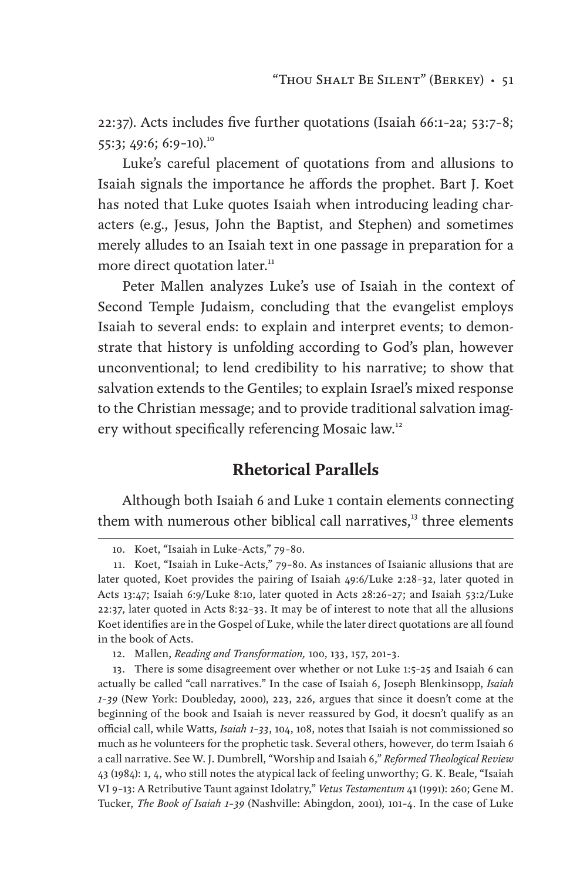22:37). Acts includes five further quotations (Isaiah 66:1–2a; 53:7–8; 55:3; 49:6; 6:9–10).[10]

Luke's careful placement of quotations from and allusions to Isaiah signals the importance he affords the prophet. Bart J. Koet has noted that Luke quotes Isaiah when introducing leading characters (e.g., Jesus, John the Baptist, and Stephen) and sometimes merely alludes to an Isaiah text in one passage in preparation for a more direct quotation later.[11]

Peter Mallen analyzes Luke's use of Isaiah in the context of Second Temple Judaism, concluding that the evangelist employs Isaiah to several ends: to explain and interpret events; to demonstrate that history is unfolding according to God's plan, however unconventional; to lend credibility to his narrative; to show that salvation extends to the Gentiles; to explain Israel's mixed response to the Christian message; and to provide traditional salvation imagery without specifically referencing Mosaic law.[12]

## Rhetorical Parallels

Although both Isaiah 6 and Luke 1 contain elements connecting them with numerous other biblical call narratives,[13] three elements

---

10. Koet, "Isaiah in Luke-Acts," 79–80.

11. Koet, "Isaiah in Luke-Acts," 79–80. As instances of Isaianic allusions that are later quoted, Koet provides the pairing of Isaiah 49:6/Luke 2:28–32, later quoted in Acts 13:47; Isaiah 6:9/Luke 8:10, later quoted in Acts 28:26–27; and Isaiah 53:2/Luke 22:37, later quoted in Acts 8:32–33. It may be of interest to note that all the allusions Koet identifies are in the Gospel of Luke, while the later direct quotations are all found in the book of Acts.

12. Mallen, *Reading and Transformation,* 100, 133, 157, 201–3.

13. There is some disagreement over whether or not Luke 1:5–25 and Isaiah 6 can actually be called "call narratives." In the case of Isaiah 6, Joseph Blenkinsopp, *Isaiah 1–39* (New York: Doubleday, 2000), 223, 226, argues that since it doesn't come at the beginning of the book and Isaiah is never reassured by God, it doesn't qualify as an official call, while Watts, *Isaiah 1–33*, 104, 108, notes that Isaiah is not commissioned so much as he volunteers for the prophetic task. Several others, however, do term Isaiah 6 a call narrative. See W. J. Dumbrell, "Worship and Isaiah 6," *Reformed Theological Review* 43 (1984): 1, 4, who still notes the atypical lack of feeling unworthy; G. K. Beale, "Isaiah VI 9–13: A Retributive Taunt against Idolatry," *Vetus Testamentum* 41 (1991): 260; Gene M. Tucker, *The Book of Isaiah 1–39* (Nashville: Abingdon, 2001), 101–4. In the case of Luke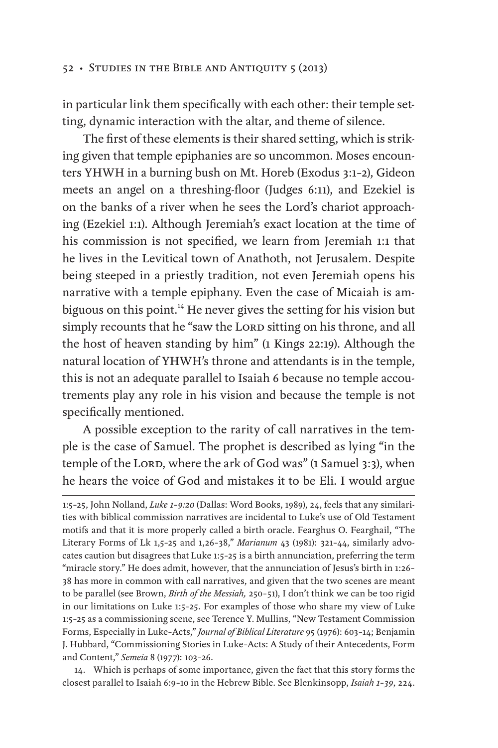in particular link them specifically with each other: their temple setting, dynamic interaction with the altar, and theme of silence.

The first of these elements is their shared setting, which is striking given that temple epiphanies are so uncommon. Moses encounters YHWH in a burning bush on Mt. Horeb (Exodus 3:1–2), Gideon meets an angel on a threshing-floor (Judges 6:11), and Ezekiel is on the banks of a river when he sees the Lord's chariot approaching (Ezekiel 1:1). Although Jeremiah's exact location at the time of his commission is not specified, we learn from Jeremiah 1:1 that he lives in the Levitical town of Anathoth, not Jerusalem. Despite being steeped in a priestly tradition, not even Jeremiah opens his narrative with a temple epiphany. Even the case of Micaiah is ambiguous on this point.[14] He never gives the setting for his vision but simply recounts that he "saw the Lord sitting on his throne, and all the host of heaven standing by him" (1 Kings 22:19). Although the natural location of YHWH's throne and attendants is in the temple, this is not an adequate parallel to Isaiah 6 because no temple accoutrements play any role in his vision and because the temple is not specifically mentioned.

A possible exception to the rarity of call narratives in the temple is the case of Samuel. The prophet is described as lying "in the temple of the Lord, where the ark of God was" (1 Samuel 3:3), when he hears the voice of God and mistakes it to be Eli. I would argue

---

1:5–25, John Nolland, *Luke 1–9:20* (Dallas: Word Books, 1989), 24, feels that any similarities with biblical commission narratives are incidental to Luke's use of Old Testament motifs and that it is more properly called a birth oracle. Fearghus O. Fearghail, "The Literary Forms of Lk 1,5–25 and 1,26–38," *Marianum* 43 (1981): 321–44, similarly advocates caution but disagrees that Luke 1:5–25 is a birth annunciation, preferring the term "miracle story." He does admit, however, that the annunciation of Jesus's birth in 1:26–38 has more in common with call narratives, and given that the two scenes are meant to be parallel (see Brown, *Birth of the Messiah,* 250–51), I don't think we can be too rigid in our limitations on Luke 1:5–25. For examples of those who share my view of Luke 1:5–25 as a commissioning scene, see Terence Y. Mullins, "New Testament Commission Forms, Especially in Luke-Acts," *Journal of Biblical Literature* 95 (1976): 603–14; Benjamin J. Hubbard, "Commissioning Stories in Luke-Acts: A Study of their Antecedents, Form and Content," *Semeia* 8 (1977): 103–26.

14. Which is perhaps of some importance, given the fact that this story forms the closest parallel to Isaiah 6:9–10 in the Hebrew Bible. See Blenkinsopp, *Isaiah 1–39*, 224.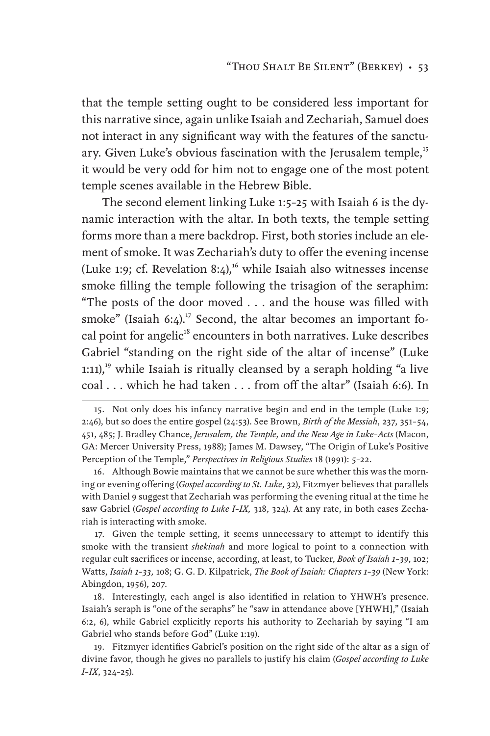that the temple setting ought to be considered less important for this narrative since, again unlike Isaiah and Zechariah, Samuel does not interact in any significant way with the features of the sanctuary. Given Luke's obvious fascination with the Jerusalem temple,[15] it would be very odd for him not to engage one of the most potent temple scenes available in the Hebrew Bible.

The second element linking Luke 1:5–25 with Isaiah 6 is the dynamic interaction with the altar. In both texts, the temple setting forms more than a mere backdrop. First, both stories include an element of smoke. It was Zechariah's duty to offer the evening incense (Luke 1:9; cf. Revelation 8:4),[16] while Isaiah also witnesses incense smoke filling the temple following the trisagion of the seraphim: "The posts of the door moved . . . and the house was filled with smoke" (Isaiah 6:4).[17] Second, the altar becomes an important focal point for angelic[18] encounters in both narratives. Luke describes Gabriel "standing on the right side of the altar of incense" (Luke 1:11),[19] while Isaiah is ritually cleansed by a seraph holding "a live coal . . . which he had taken . . . from off the altar" (Isaiah 6:6). In

---

15. Not only does his infancy narrative begin and end in the temple (Luke 1:9; 2:46), but so does the entire gospel (24:53). See Brown, *Birth of the Messiah*, 237, 351–54, 451, 485; J. Bradley Chance, *Jerusalem, the Temple, and the New Age in Luke-Acts* (Macon, GA: Mercer University Press, 1988); James M. Dawsey, "The Origin of Luke's Positive Perception of the Temple," *Perspectives in Religious Studies* 18 (1991): 5–22.

16. Although Bowie maintains that we cannot be sure whether this was the morning or evening offering (*Gospel according to St. Luke*, 32), Fitzmyer believes that parallels with Daniel 9 suggest that Zechariah was performing the evening ritual at the time he saw Gabriel (*Gospel according to Luke I–IX,* 318, 324). At any rate, in both cases Zechariah is interacting with smoke.

17. Given the temple setting, it seems unnecessary to attempt to identify this smoke with the transient *shekinah* and more logical to point to a connection with regular cult sacrifices or incense, according, at least, to Tucker, *Book of Isaiah 1–39*, 102; Watts, *Isaiah 1–33,* 108; G. G. D. Kilpatrick, *The Book of Isaiah: Chapters 1–39* (New York: Abingdon, 1956), 207.

18. Interestingly, each angel is also identified in relation to YHWH's presence. Isaiah's seraph is "one of the seraphs" he "saw in attendance above [YHWH]," (Isaiah 6:2, 6), while Gabriel explicitly reports his authority to Zechariah by saying "I am Gabriel who stands before God" (Luke 1:19).

19. Fitzmyer identifies Gabriel's position on the right side of the altar as a sign of divine favor, though he gives no parallels to justify his claim (*Gospel according to Luke I–IX*, 324–25).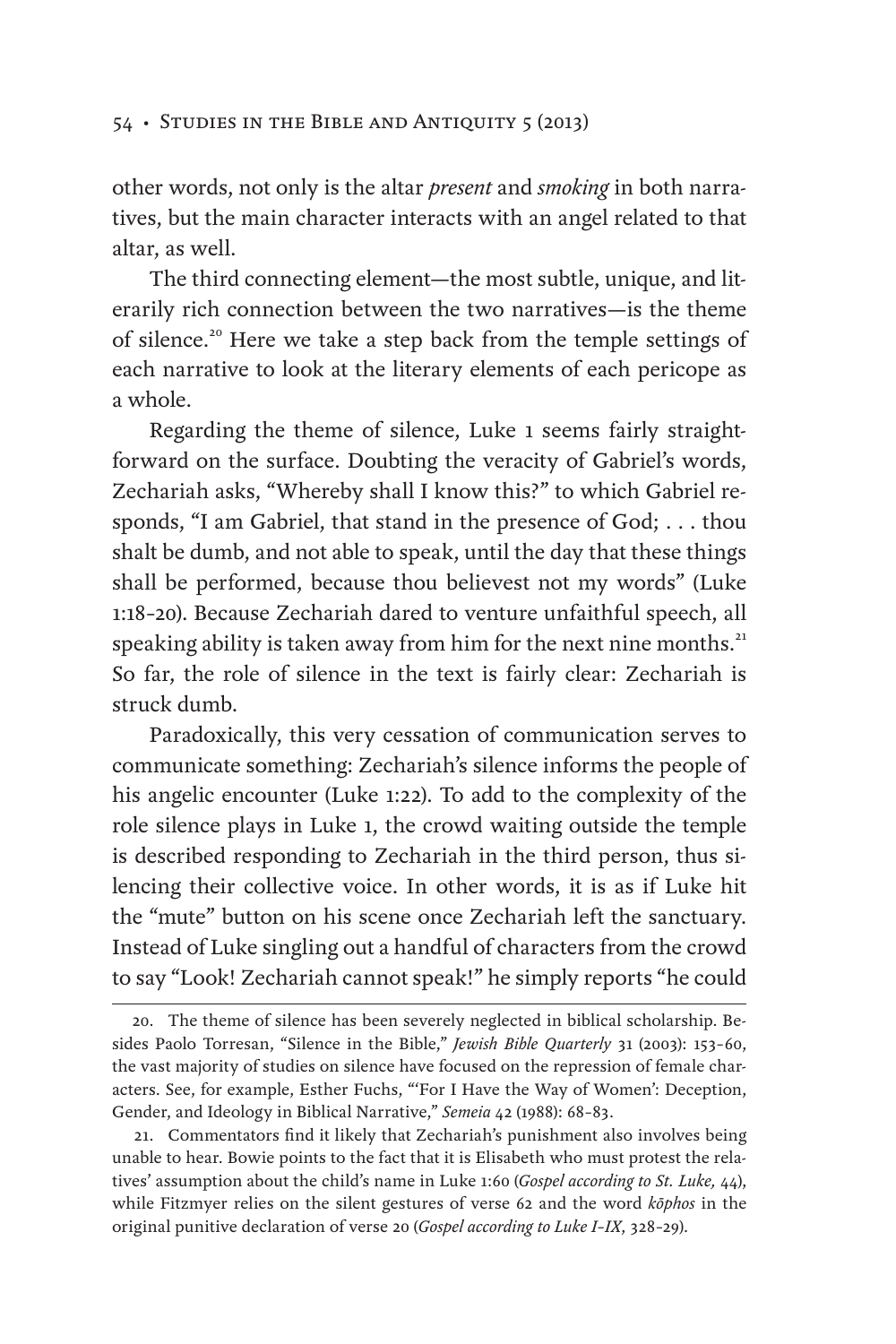other words, not only is the altar *present* and *smoking* in both narratives, but the main character interacts with an angel related to that altar, as well.

The third connecting element—the most subtle, unique, and literarily rich connection between the two narratives—is the theme of silence.[20] Here we take a step back from the temple settings of each narrative to look at the literary elements of each pericope as a whole.

Regarding the theme of silence, Luke 1 seems fairly straightforward on the surface. Doubting the veracity of Gabriel's words, Zechariah asks, "Whereby shall I know this?" to which Gabriel responds, "I am Gabriel, that stand in the presence of God; . . . thou shalt be dumb, and not able to speak, until the day that these things shall be performed, because thou believest not my words" (Luke 1:18–20). Because Zechariah dared to venture unfaithful speech, all speaking ability is taken away from him for the next nine months.[21] So far, the role of silence in the text is fairly clear: Zechariah is struck dumb.

Paradoxically, this very cessation of communication serves to communicate something: Zechariah's silence informs the people of his angelic encounter (Luke 1:22). To add to the complexity of the role silence plays in Luke 1, the crowd waiting outside the temple is described responding to Zechariah in the third person, thus silencing their collective voice. In other words, it is as if Luke hit the "mute" button on his scene once Zechariah left the sanctuary. Instead of Luke singling out a handful of characters from the crowd to say "Look! Zechariah cannot speak!" he simply reports "he could

---

20. The theme of silence has been severely neglected in biblical scholarship. Besides Paolo Torresan, "Silence in the Bible," *Jewish Bible Quarterly* 31 (2003): 153–60, the vast majority of studies on silence have focused on the repression of female characters. See, for example, Esther Fuchs, "'For I Have the Way of Women': Deception, Gender, and Ideology in Biblical Narrative," *Semeia* 42 (1988): 68–83.

21. Commentators find it likely that Zechariah's punishment also involves being unable to hear. Bowie points to the fact that it is Elisabeth who must protest the relatives' assumption about the child's name in Luke 1:60 (*Gospel according to St. Luke,* 44), while Fitzmyer relies on the silent gestures of verse 62 and the word *kōphos* in the original punitive declaration of verse 20 (*Gospel according to Luke I–IX*, 328–29).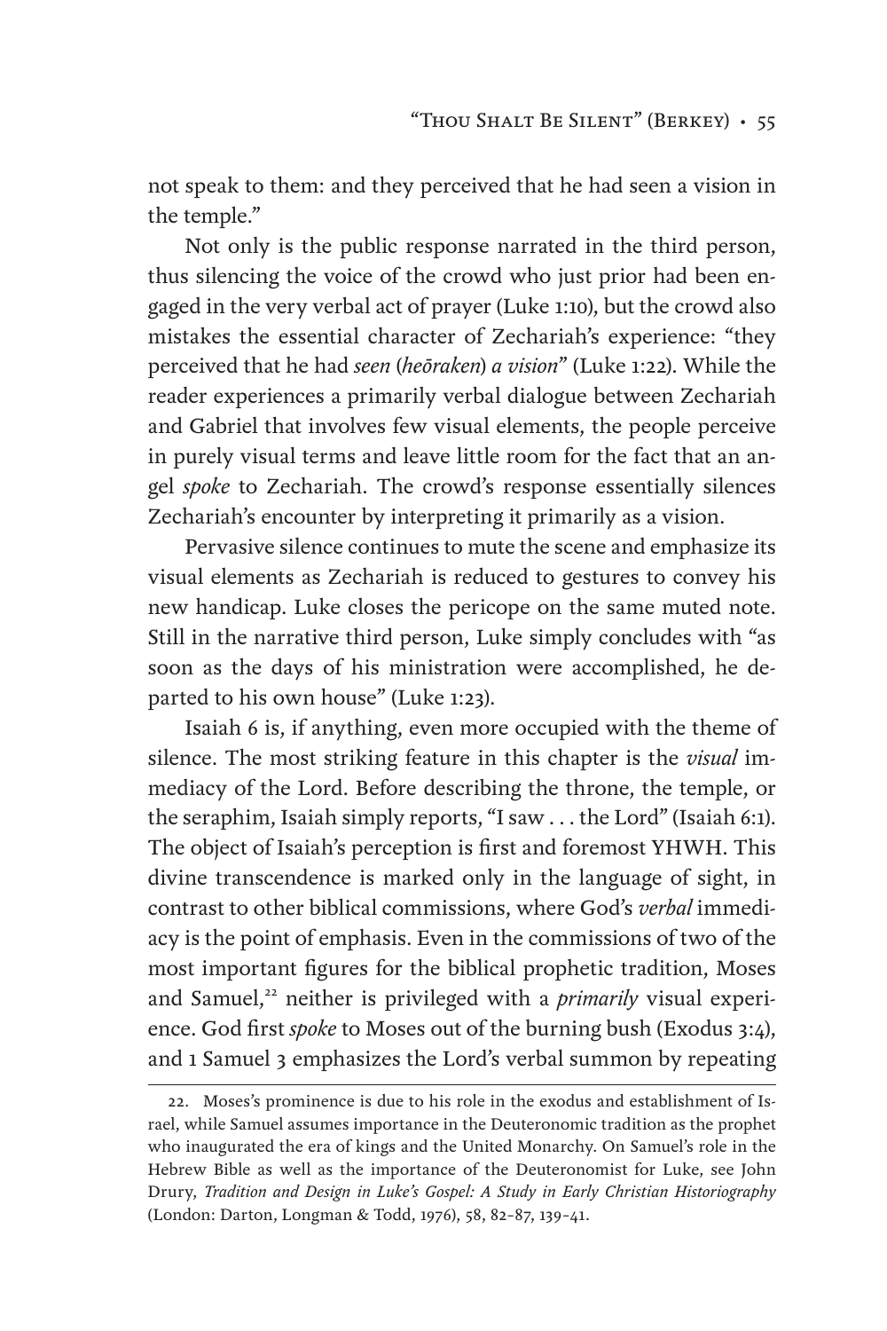not speak to them: and they perceived that he had seen a vision in the temple."

Not only is the public response narrated in the third person, thus silencing the voice of the crowd who just prior had been engaged in the very verbal act of prayer (Luke 1:10), but the crowd also mistakes the essential character of Zechariah's experience: "they perceived that he had *seen* (*heōraken*) *a vision*" (Luke 1:22). While the reader experiences a primarily verbal dialogue between Zechariah and Gabriel that involves few visual elements, the people perceive in purely visual terms and leave little room for the fact that an angel *spoke* to Zechariah. The crowd's response essentially silences Zechariah's encounter by interpreting it primarily as a vision.

Pervasive silence continues to mute the scene and emphasize its visual elements as Zechariah is reduced to gestures to convey his new handicap. Luke closes the pericope on the same muted note. Still in the narrative third person, Luke simply concludes with "as soon as the days of his ministration were accomplished, he departed to his own house" (Luke 1:23).

Isaiah 6 is, if anything, even more occupied with the theme of silence. The most striking feature in this chapter is the *visual* immediacy of the Lord. Before describing the throne, the temple, or the seraphim, Isaiah simply reports, "I saw . . . the Lord" (Isaiah 6:1). The object of Isaiah's perception is first and foremost YHWH. This divine transcendence is marked only in the language of sight, in contrast to other biblical commissions, where God's *verbal* immediacy is the point of emphasis. Even in the commissions of two of the most important figures for the biblical prophetic tradition, Moses and Samuel,[22] neither is privileged with a *primarily* visual experience. God first *spoke* to Moses out of the burning bush (Exodus 3:4), and 1 Samuel 3 emphasizes the Lord's verbal summon by repeating

---

22. Moses's prominence is due to his role in the exodus and establishment of Israel, while Samuel assumes importance in the Deuteronomic tradition as the prophet who inaugurated the era of kings and the United Monarchy. On Samuel's role in the Hebrew Bible as well as the importance of the Deuteronomist for Luke, see John Drury, *Tradition and Design in Luke's Gospel: A Study in Early Christian Historiography* (London: Darton, Longman & Todd, 1976), 58, 82–87, 139–41.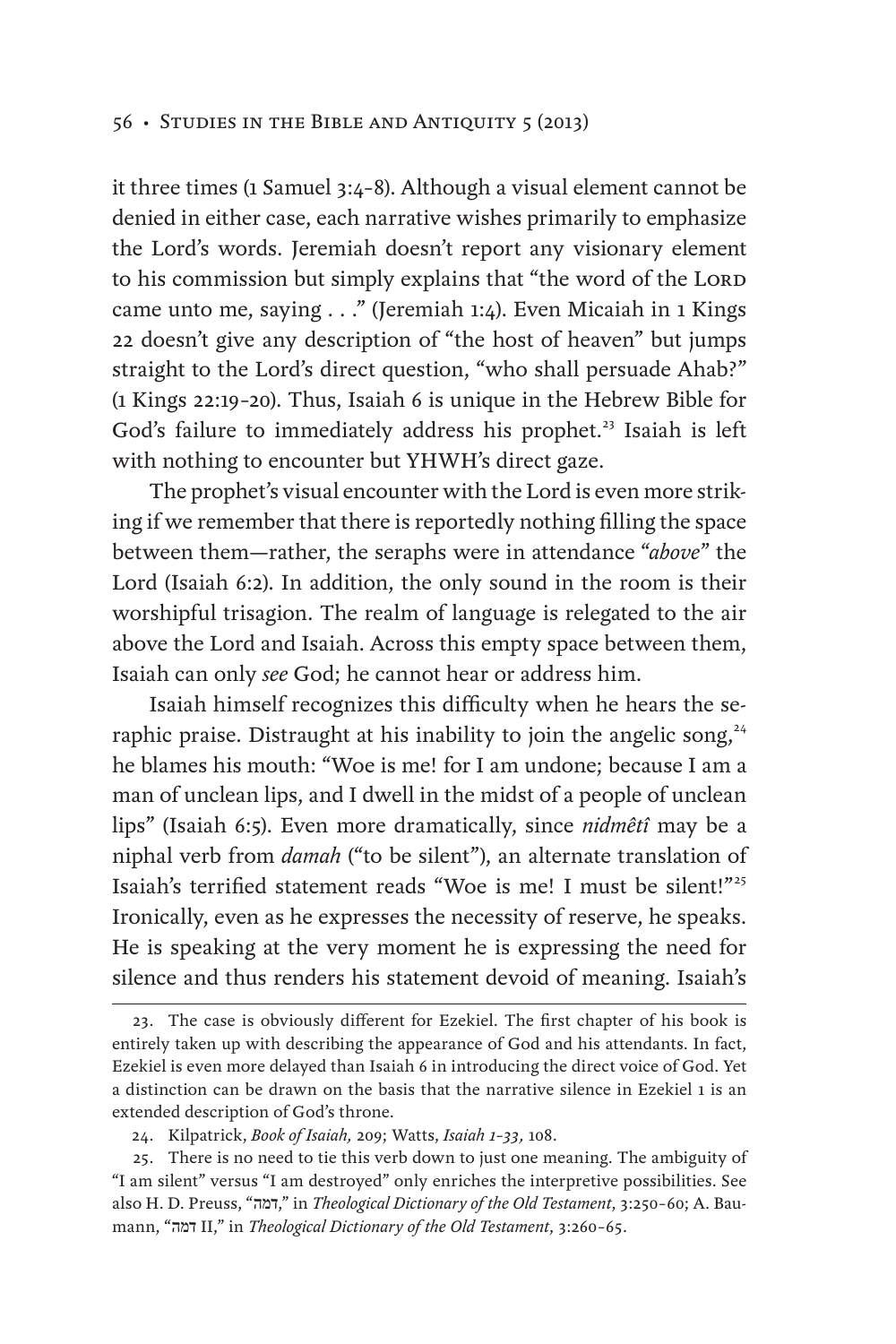it three times (1 Samuel 3:4–8). Although a visual element cannot be denied in either case, each narrative wishes primarily to emphasize the Lord's words. Jeremiah doesn't report any visionary element to his commission but simply explains that "the word of the LORD came unto me, saying . . ." (Jeremiah 1:4). Even Micaiah in 1 Kings 22 doesn't give any description of "the host of heaven" but jumps straight to the Lord's direct question, "who shall persuade Ahab?" (1 Kings 22:19–20). Thus, Isaiah 6 is unique in the Hebrew Bible for God's failure to immediately address his prophet.[23] Isaiah is left with nothing to encounter but YHWH's direct gaze.

The prophet's visual encounter with the Lord is even more striking if we remember that there is reportedly nothing filling the space between them—rather, the seraphs were in attendance "*above*" the Lord (Isaiah 6:2). In addition, the only sound in the room is their worshipful trisagion. The realm of language is relegated to the air above the Lord and Isaiah. Across this empty space between them, Isaiah can only *see* God; he cannot hear or address him.

Isaiah himself recognizes this difficulty when he hears the seraphic praise. Distraught at his inability to join the angelic song,[24] he blames his mouth: "Woe is me! for I am undone; because I am a man of unclean lips, and I dwell in the midst of a people of unclean lips" (Isaiah 6:5). Even more dramatically, since *nidmêtî* may be a niphal verb from *damah* ("to be silent"), an alternate translation of Isaiah's terrified statement reads "Woe is me! I must be silent!"[25] Ironically, even as he expresses the necessity of reserve, he speaks. He is speaking at the very moment he is expressing the need for silence and thus renders his statement devoid of meaning. Isaiah's

---

23. The case is obviously different for Ezekiel. The first chapter of his book is entirely taken up with describing the appearance of God and his attendants. In fact, Ezekiel is even more delayed than Isaiah 6 in introducing the direct voice of God. Yet a distinction can be drawn on the basis that the narrative silence in Ezekiel 1 is an extended description of God's throne.

24. Kilpatrick, *Book of Isaiah,* 209; Watts, *Isaiah 1–33,* 108.

25. There is no need to tie this verb down to just one meaning. The ambiguity of "I am silent" versus "I am destroyed" only enriches the interpretive possibilities. See also H. D. Preuss, "דמה," in *Theological Dictionary of the Old Testament*, 3:250–60; A. Baumann, "דמה II," in *Theological Dictionary of the Old Testament*, 3:260–65.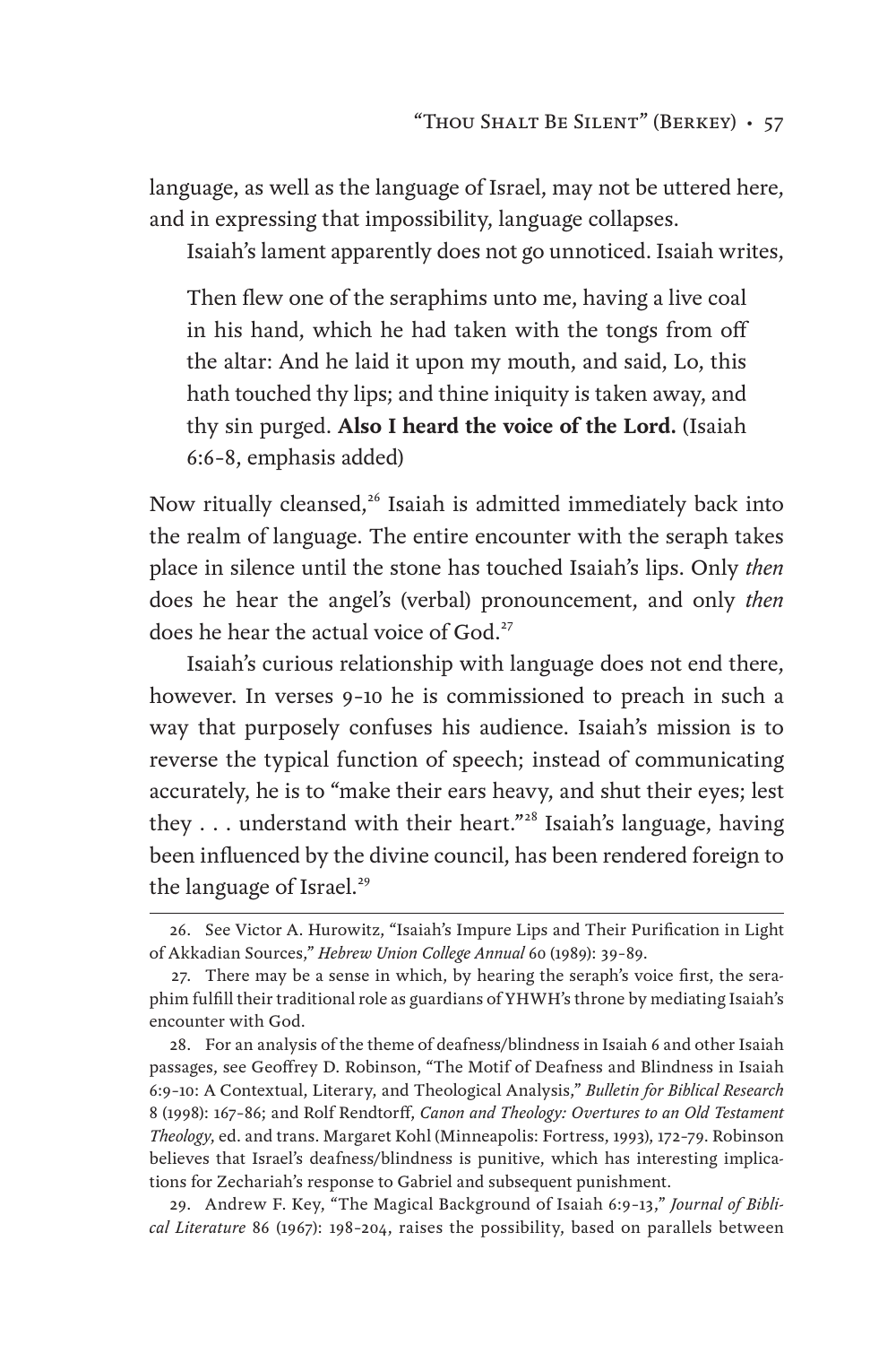language, as well as the language of Israel, may not be uttered here, and in expressing that impossibility, language collapses.

Isaiah's lament apparently does not go unnoticed. Isaiah writes,

> Then flew one of the seraphims unto me, having a live coal in his hand, which he had taken with the tongs from off the altar: And he laid it upon my mouth, and said, Lo, this hath touched thy lips; and thine iniquity is taken away, and thy sin purged. **Also I heard the voice of the Lord.** (Isaiah 6:6–8, emphasis added)

Now ritually cleansed,[26] Isaiah is admitted immediately back into the realm of language. The entire encounter with the seraph takes place in silence until the stone has touched Isaiah's lips. Only *then* does he hear the angel's (verbal) pronouncement, and only *then* does he hear the actual voice of God.[27]

Isaiah's curious relationship with language does not end there, however. In verses 9–10 he is commissioned to preach in such a way that purposely confuses his audience. Isaiah's mission is to reverse the typical function of speech; instead of communicating accurately, he is to "make their ears heavy, and shut their eyes; lest they . . . understand with their heart."[28] Isaiah's language, having been influenced by the divine council, has been rendered foreign to the language of Israel.[29]

---

26. See Victor A. Hurowitz, "Isaiah's Impure Lips and Their Purification in Light of Akkadian Sources," *Hebrew Union College Annual* 60 (1989): 39–89.

27. There may be a sense in which, by hearing the seraph's voice first, the seraphim fulfill their traditional role as guardians of YHWH's throne by mediating Isaiah's encounter with God.

28. For an analysis of the theme of deafness/blindness in Isaiah 6 and other Isaiah passages, see Geoffrey D. Robinson, "The Motif of Deafness and Blindness in Isaiah 6:9–10: A Contextual, Literary, and Theological Analysis," *Bulletin for Biblical Research* 8 (1998): 167–86; and Rolf Rendtorff, *Canon and Theology: Overtures to an Old Testament Theology*, ed. and trans. Margaret Kohl (Minneapolis: Fortress, 1993), 172–79. Robinson believes that Israel's deafness/blindness is punitive, which has interesting implications for Zechariah's response to Gabriel and subsequent punishment.

29. Andrew F. Key, "The Magical Background of Isaiah 6:9–13," *Journal of Biblical Literature* 86 (1967): 198–204, raises the possibility, based on parallels between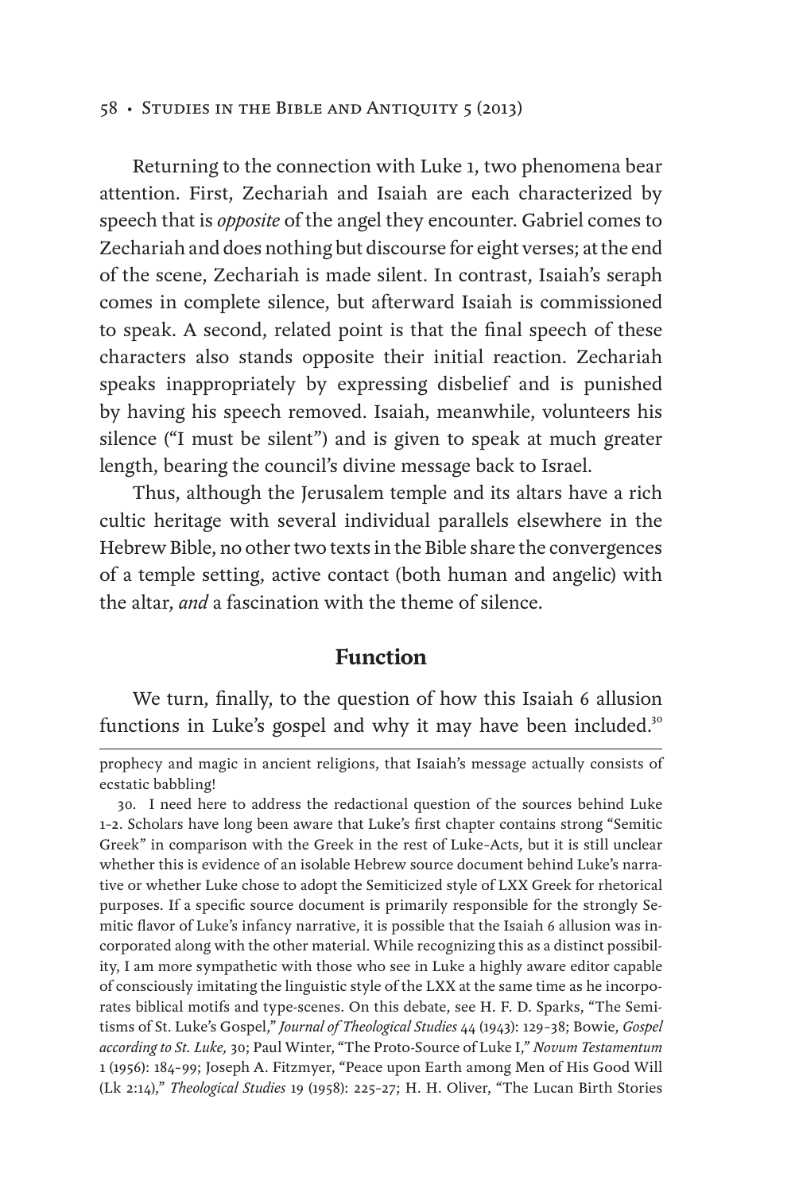Returning to the connection with Luke 1, two phenomena bear attention. First, Zechariah and Isaiah are each characterized by speech that is *opposite* of the angel they encounter. Gabriel comes to Zechariah and does nothing but discourse for eight verses; at the end of the scene, Zechariah is made silent. In contrast, Isaiah's seraph comes in complete silence, but afterward Isaiah is commissioned to speak. A second, related point is that the final speech of these characters also stands opposite their initial reaction. Zechariah speaks inappropriately by expressing disbelief and is punished by having his speech removed. Isaiah, meanwhile, volunteers his silence ("I must be silent") and is given to speak at much greater length, bearing the council's divine message back to Israel.

Thus, although the Jerusalem temple and its altars have a rich cultic heritage with several individual parallels elsewhere in the Hebrew Bible, no other two texts in the Bible share the convergences of a temple setting, active contact (both human and angelic) with the altar, *and* a fascination with the theme of silence.

## Function

We turn, finally, to the question of how this Isaiah 6 allusion functions in Luke's gospel and why it may have been included.[30]

---

prophecy and magic in ancient religions, that Isaiah's message actually consists of ecstatic babbling!

30. I need here to address the redactional question of the sources behind Luke 1–2. Scholars have long been aware that Luke's first chapter contains strong "Semitic Greek" in comparison with the Greek in the rest of Luke-Acts, but it is still unclear whether this is evidence of an isolable Hebrew source document behind Luke's narrative or whether Luke chose to adopt the Semiticized style of LXX Greek for rhetorical purposes. If a specific source document is primarily responsible for the strongly Semitic flavor of Luke's infancy narrative, it is possible that the Isaiah 6 allusion was incorporated along with the other material. While recognizing this as a distinct possibility, I am more sympathetic with those who see in Luke a highly aware editor capable of consciously imitating the linguistic style of the LXX at the same time as he incorporates biblical motifs and type-scenes. On this debate, see H. F. D. Sparks, "The Semitisms of St. Luke's Gospel," *Journal of Theological Studies* 44 (1943): 129–38; Bowie, *Gospel according to St. Luke,* 30; Paul Winter, "The Proto-Source of Luke I," *Novum Testamentum* 1 (1956): 184–99; Joseph A. Fitzmyer, "Peace upon Earth among Men of His Good Will (Lk 2:14)," *Theological Studies* 19 (1958): 225–27; H. H. Oliver, "The Lucan Birth Stories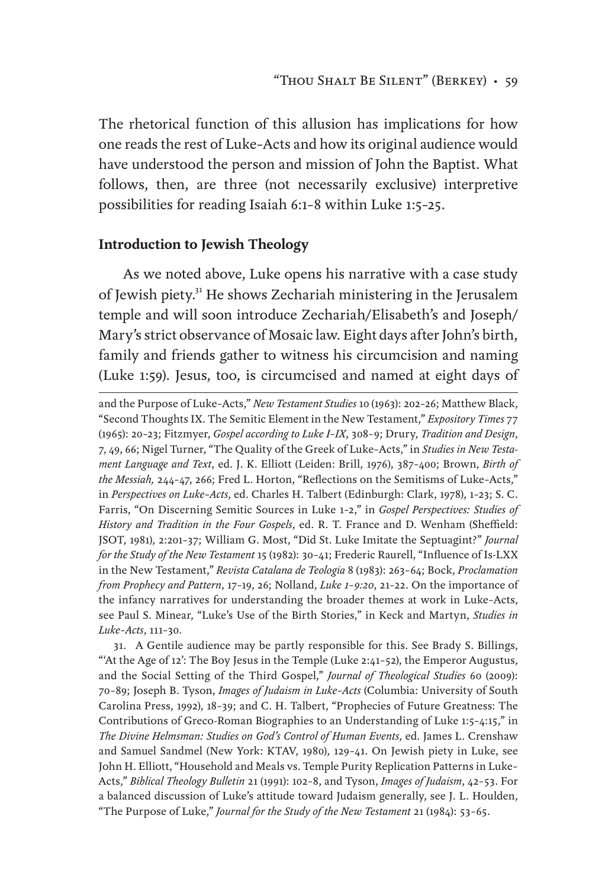The rhetorical function of this allusion has implications for how one reads the rest of Luke-Acts and how its original audience would have understood the person and mission of John the Baptist. What follows, then, are three (not necessarily exclusive) interpretive possibilities for reading Isaiah 6:1–8 within Luke 1:5–25.

## Introduction to Jewish Theology

As we noted above, Luke opens his narrative with a case study of Jewish piety.[31] He shows Zechariah ministering in the Jerusalem temple and will soon introduce Zechariah/Elisabeth's and Joseph/Mary's strict observance of Mosaic law. Eight days after John's birth, family and friends gather to witness his circumcision and naming (Luke 1:59). Jesus, too, is circumcised and named at eight days of

---

and the Purpose of Luke-Acts," *New Testament Studies* 10 (1963): 202–26; Matthew Black, "Second Thoughts IX. The Semitic Element in the New Testament," *Expository Times* 77 (1965): 20–23; Fitzmyer, *Gospel according to Luke I–IX*, 308–9; Drury, *Tradition and Design*, 7, 49, 66; Nigel Turner, "The Quality of the Greek of Luke-Acts," in *Studies in New Testament Language and Text*, ed. J. K. Elliott (Leiden: Brill, 1976), 387–400; Brown, *Birth of the Messiah*, 244–47, 266; Fred L. Horton, "Reflections on the Semitisms of Luke-Acts," in *Perspectives on Luke-Acts*, ed. Charles H. Talbert (Edinburgh: Clark, 1978), 1–23; S. C. Farris, "On Discerning Semitic Sources in Luke 1–2," in *Gospel Perspectives: Studies of History and Tradition in the Four Gospels*, ed. R. T. France and D. Wenham (Sheffield: JSOT, 1981), 2:201–37; William G. Most, "Did St. Luke Imitate the Septuagint?" *Journal for the Study of the New Testament* 15 (1982): 30–41; Frederic Raurell, "Influence of Is-LXX in the New Testament," *Revista Catalana de Teologia* 8 (1983): 263–64; Bock, *Proclamation from Prophecy and Pattern*, 17–19, 26; Nolland, *Luke 1–9:20*, 21–22. On the importance of the infancy narratives for understanding the broader themes at work in Luke-Acts, see Paul S. Minear, "Luke's Use of the Birth Stories," in Keck and Martyn, *Studies in Luke-Acts*, 111–30.

31. A Gentile audience may be partly responsible for this. See Brady S. Billings, "'At the Age of 12': The Boy Jesus in the Temple (Luke 2:41–52), the Emperor Augustus, and the Social Setting of the Third Gospel," *Journal of Theological Studies* 60 (2009): 70–89; Joseph B. Tyson, *Images of Judaism in Luke-Acts* (Columbia: University of South Carolina Press, 1992), 18–39; and C. H. Talbert, "Prophecies of Future Greatness: The Contributions of Greco-Roman Biographies to an Understanding of Luke 1:5–4:15," in *The Divine Helmsman: Studies on God's Control of Human Events*, ed. James L. Crenshaw and Samuel Sandmel (New York: KTAV, 1980), 129–41. On Jewish piety in Luke, see John H. Elliott, "Household and Meals vs. Temple Purity Replication Patterns in Luke-Acts," *Biblical Theology Bulletin* 21 (1991): 102–8, and Tyson, *Images of Judaism*, 42–53. For a balanced discussion of Luke's attitude toward Judaism generally, see J. L. Houlden, "The Purpose of Luke," *Journal for the Study of the New Testament* 21 (1984): 53–65.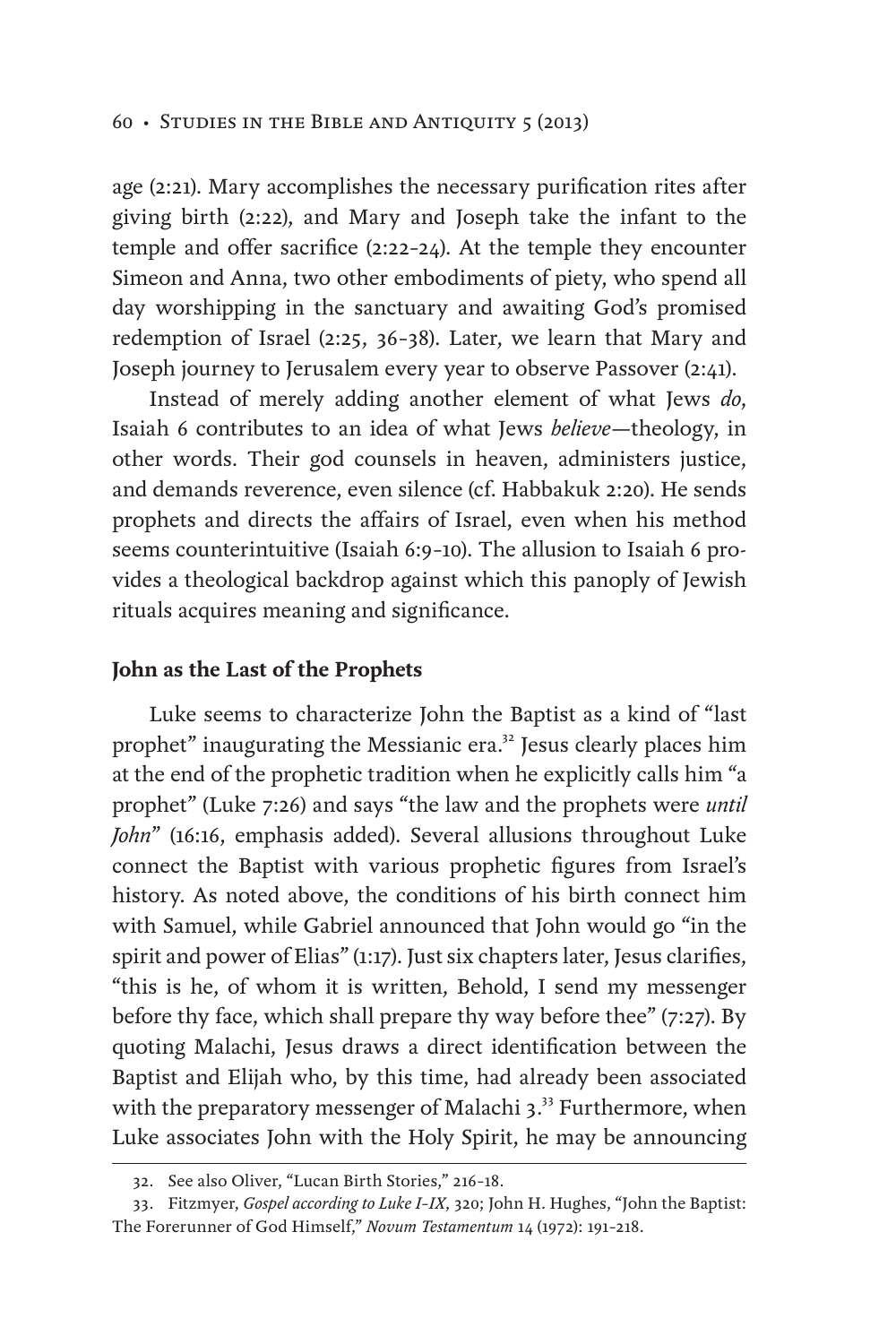age (2:21). Mary accomplishes the necessary purification rites after giving birth (2:22), and Mary and Joseph take the infant to the temple and offer sacrifice (2:22–24). At the temple they encounter Simeon and Anna, two other embodiments of piety, who spend all day worshipping in the sanctuary and awaiting God's promised redemption of Israel (2:25, 36–38). Later, we learn that Mary and Joseph journey to Jerusalem every year to observe Passover (2:41).

Instead of merely adding another element of what Jews *do*, Isaiah 6 contributes to an idea of what Jews *believe*—theology, in other words. Their god counsels in heaven, administers justice, and demands reverence, even silence (cf. Habbakuk 2:20). He sends prophets and directs the affairs of Israel, even when his method seems counterintuitive (Isaiah 6:9–10). The allusion to Isaiah 6 provides a theological backdrop against which this panoply of Jewish rituals acquires meaning and significance.

## John as the Last of the Prophets

Luke seems to characterize John the Baptist as a kind of "last prophet" inaugurating the Messianic era.[32] Jesus clearly places him at the end of the prophetic tradition when he explicitly calls him "a prophet" (Luke 7:26) and says "the law and the prophets were *until John*" (16:16, emphasis added). Several allusions throughout Luke connect the Baptist with various prophetic figures from Israel's history. As noted above, the conditions of his birth connect him with Samuel, while Gabriel announced that John would go "in the spirit and power of Elias" (1:17). Just six chapters later, Jesus clarifies, "this is he, of whom it is written, Behold, I send my messenger before thy face, which shall prepare thy way before thee" (7:27). By quoting Malachi, Jesus draws a direct identification between the Baptist and Elijah who, by this time, had already been associated with the preparatory messenger of Malachi 3.[33] Furthermore, when Luke associates John with the Holy Spirit, he may be announcing

32. See also Oliver, "Lucan Birth Stories," 216–18.

33. Fitzmyer, *Gospel according to Luke I–IX*, 320; John H. Hughes, "John the Baptist: The Forerunner of God Himself," *Novum Testamentum* 14 (1972): 191–218.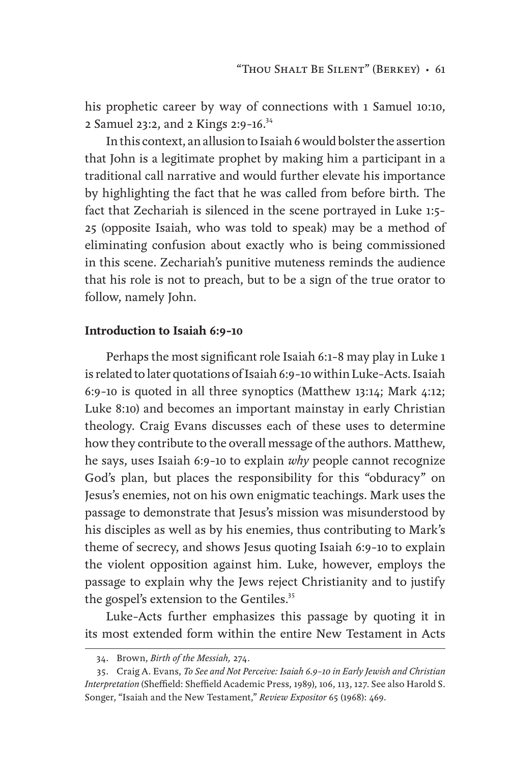his prophetic career by way of connections with 1 Samuel 10:10, 2 Samuel 23:2, and 2 Kings 2:9–16.[34]

In this context, an allusion to Isaiah 6 would bolster the assertion that John is a legitimate prophet by making him a participant in a traditional call narrative and would further elevate his importance by highlighting the fact that he was called from before birth. The fact that Zechariah is silenced in the scene portrayed in Luke 1:5–25 (opposite Isaiah, who was told to speak) may be a method of eliminating confusion about exactly who is being commissioned in this scene. Zechariah's punitive muteness reminds the audience that his role is not to preach, but to be a sign of the true orator to follow, namely John.

### Introduction to Isaiah 6:9–10

Perhaps the most significant role Isaiah 6:1–8 may play in Luke 1 is related to later quotations of Isaiah 6:9–10 within Luke-Acts. Isaiah 6:9–10 is quoted in all three synoptics (Matthew 13:14; Mark 4:12; Luke 8:10) and becomes an important mainstay in early Christian theology. Craig Evans discusses each of these uses to determine how they contribute to the overall message of the authors. Matthew, he says, uses Isaiah 6:9–10 to explain *why* people cannot recognize God's plan, but places the responsibility for this "obduracy" on Jesus's enemies, not on his own enigmatic teachings. Mark uses the passage to demonstrate that Jesus's mission was misunderstood by his disciples as well as by his enemies, thus contributing to Mark's theme of secrecy, and shows Jesus quoting Isaiah 6:9–10 to explain the violent opposition against him. Luke, however, employs the passage to explain why the Jews reject Christianity and to justify the gospel's extension to the Gentiles.[35]

Luke-Acts further emphasizes this passage by quoting it in its most extended form within the entire New Testament in Acts

---

34. Brown, *Birth of the Messiah,* 274.

35. Craig A. Evans, *To See and Not Perceive: Isaiah 6.9–10 in Early Jewish and Christian Interpretation* (Sheffield: Sheffield Academic Press, 1989), 106, 113, 127. See also Harold S. Songer, "Isaiah and the New Testament," *Review Expositor* 65 (1968): 469.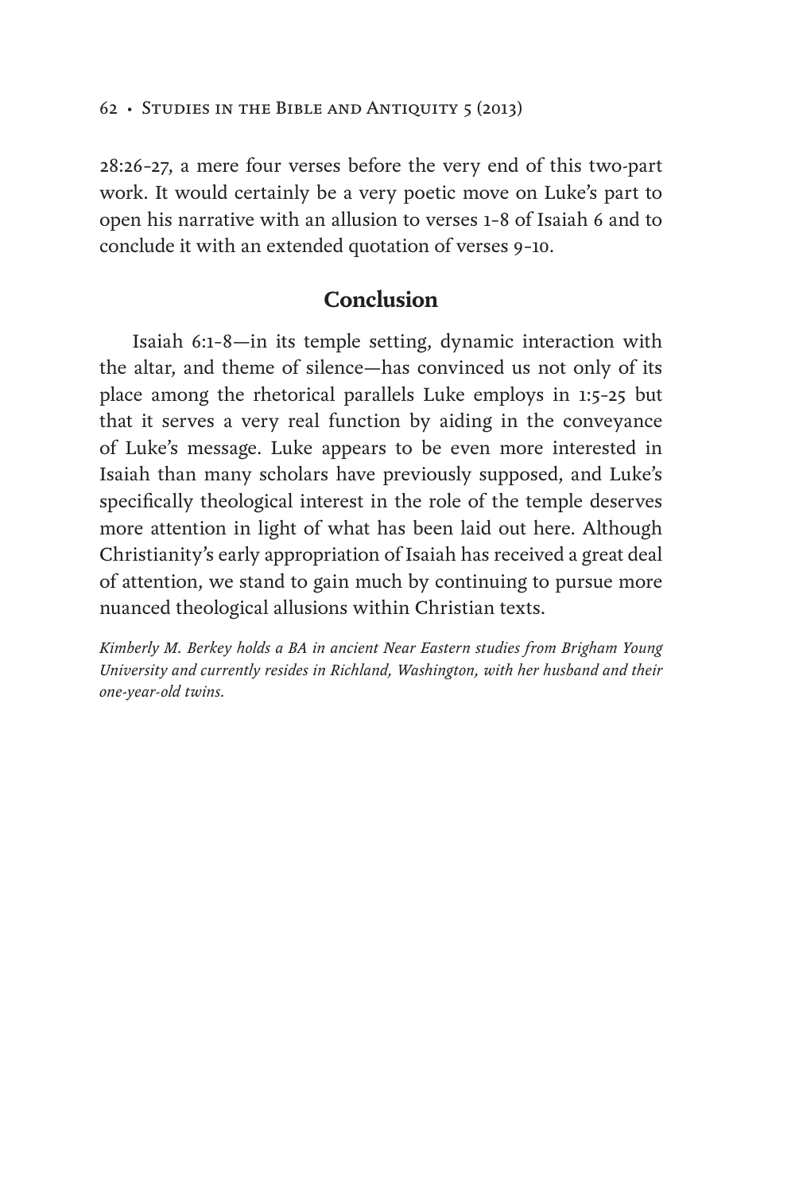28:26–27, a mere four verses before the very end of this two-part work. It would certainly be a very poetic move on Luke's part to open his narrative with an allusion to verses 1–8 of Isaiah 6 and to conclude it with an extended quotation of verses 9–10.

## Conclusion

Isaiah 6:1–8—in its temple setting, dynamic interaction with the altar, and theme of silence—has convinced us not only of its place among the rhetorical parallels Luke employs in 1:5–25 but that it serves a very real function by aiding in the conveyance of Luke's message. Luke appears to be even more interested in Isaiah than many scholars have previously supposed, and Luke's specifically theological interest in the role of the temple deserves more attention in light of what has been laid out here. Although Christianity's early appropriation of Isaiah has received a great deal of attention, we stand to gain much by continuing to pursue more nuanced theological allusions within Christian texts.

*Kimberly M. Berkey holds a BA in ancient Near Eastern studies from Brigham Young University and currently resides in Richland, Washington, with her husband and their one-year-old twins.*